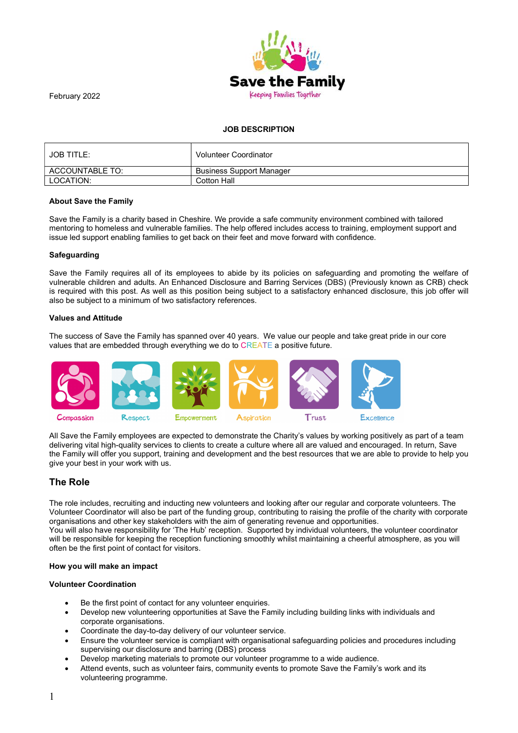February 2022

**JOB DESCRIPTION**

| JOB TITLE: | Volunteer Coordinator |
|---|---|
| ACCOUNTABLE TO: | Business Support Manager |
| LOCATION: | Cotton Hall |

**About Save the Family**

Save the Family is a charity based in Cheshire. We provide a safe community environment combined with tailored mentoring to homeless and vulnerable families. The help offered includes access to training, employment support and issue led support enabling families to get back on their feet and move forward with confidence.

**Safeguarding**

Save the Family requires all of its employees to abide by its policies on safeguarding and promoting the welfare of vulnerable children and adults. An Enhanced Disclosure and Barring Services (DBS) (Previously known as CRB) check is required with this post. As well as this position being subject to a satisfactory enhanced disclosure, this job offer will also be subject to a minimum of two satisfactory references.

**Values and Attitude**

The success of Save the Family has spanned over 40 years. We value our people and take great pride in our core values that are embedded through everything we do to CREATE a positive future.

Compassion Respect Empowerment Aspiration Trust Excellence

All Save the Family employees are expected to demonstrate the Charity's values by working positively as part of a team delivering vital high-quality services to clients to create a culture where all are valued and encouraged. In return, Save the Family will offer you support, training and development and the best resources that we are able to provide to help you give your best in your work with us.

## The Role

The role includes, recruiting and inducting new volunteers and looking after our regular and corporate volunteers. The Volunteer Coordinator will also be part of the funding group, contributing to raising the profile of the charity with corporate organisations and other key stakeholders with the aim of generating revenue and opportunities.
You will also have responsibility for 'The Hub' reception. Supported by individual volunteers, the volunteer coordinator will be responsible for keeping the reception functioning smoothly whilst maintaining a cheerful atmosphere, as you will often be the first point of contact for visitors.

**How you will make an impact**

**Volunteer Coordination**

- Be the first point of contact for any volunteer enquiries.
- Develop new volunteering opportunities at Save the Family including building links with individuals and corporate organisations.
- Coordinate the day-to-day delivery of our volunteer service.
- Ensure the volunteer service is compliant with organisational safeguarding policies and procedures including supervising our disclosure and barring (DBS) process
- Develop marketing materials to promote our volunteer programme to a wide audience.
- Attend events, such as volunteer fairs, community events to promote Save the Family's work and its volunteering programme.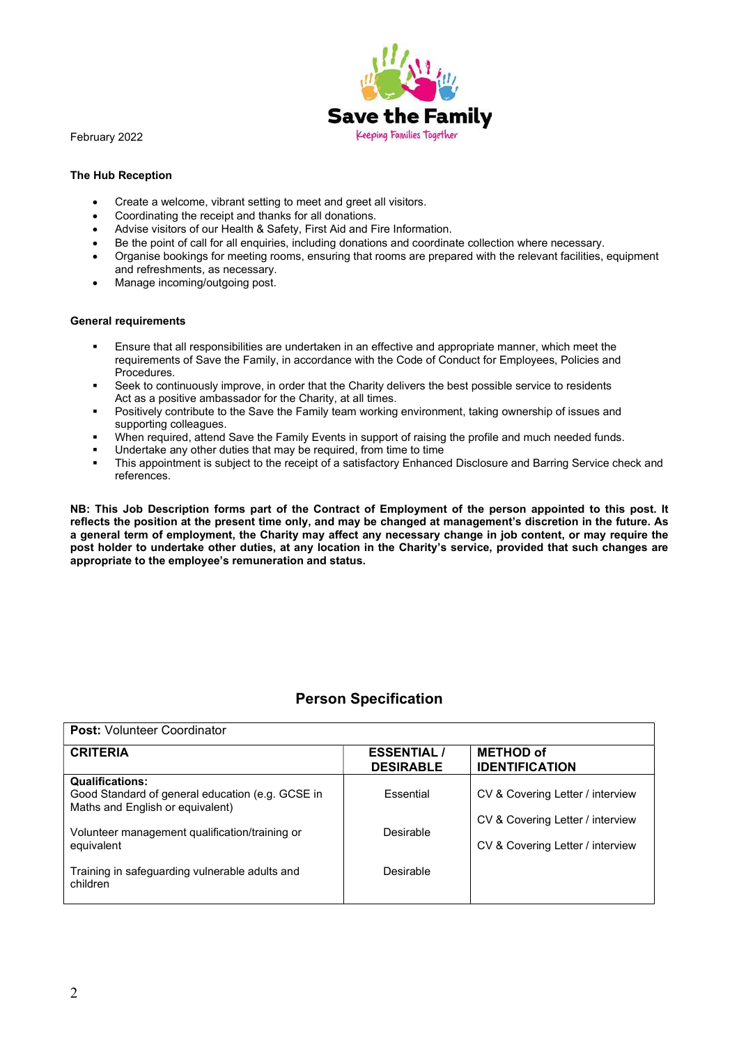February 2022

**The Hub Reception**

- Create a welcome, vibrant setting to meet and greet all visitors.
- Coordinating the receipt and thanks for all donations.
- Advise visitors of our Health & Safety, First Aid and Fire Information.
- Be the point of call for all enquiries, including donations and coordinate collection where necessary.
- Organise bookings for meeting rooms, ensuring that rooms are prepared with the relevant facilities, equipment and refreshments, as necessary.
- Manage incoming/outgoing post.

**General requirements**

- Ensure that all responsibilities are undertaken in an effective and appropriate manner, which meet the requirements of Save the Family, in accordance with the Code of Conduct for Employees, Policies and Procedures.
- Seek to continuously improve, in order that the Charity delivers the best possible service to residents Act as a positive ambassador for the Charity, at all times.
- Positively contribute to the Save the Family team working environment, taking ownership of issues and supporting colleagues.
- When required, attend Save the Family Events in support of raising the profile and much needed funds.
- Undertake any other duties that may be required, from time to time
- This appointment is subject to the receipt of a satisfactory Enhanced Disclosure and Barring Service check and references.

**NB: This Job Description forms part of the Contract of Employment of the person appointed to this post. It reflects the position at the present time only, and may be changed at management's discretion in the future. As a general term of employment, the Charity may affect any necessary change in job content, or may require the post holder to undertake other duties, at any location in the Charity's service, provided that such changes are appropriate to the employee's remuneration and status.**

## Person Specification

| **Post:** Volunteer Coordinator | | |
|---|---|---|
| **CRITERIA** | **ESSENTIAL / DESIRABLE** | **METHOD of IDENTIFICATION** |
| **Qualifications:**<br>Good Standard of general education (e.g. GCSE in Maths and English or equivalent) | Essential | CV & Covering Letter / interview |
| Volunteer management qualification/training or equivalent | Desirable | CV & Covering Letter / interview |
| Training in safeguarding vulnerable adults and children | Desirable | CV & Covering Letter / interview |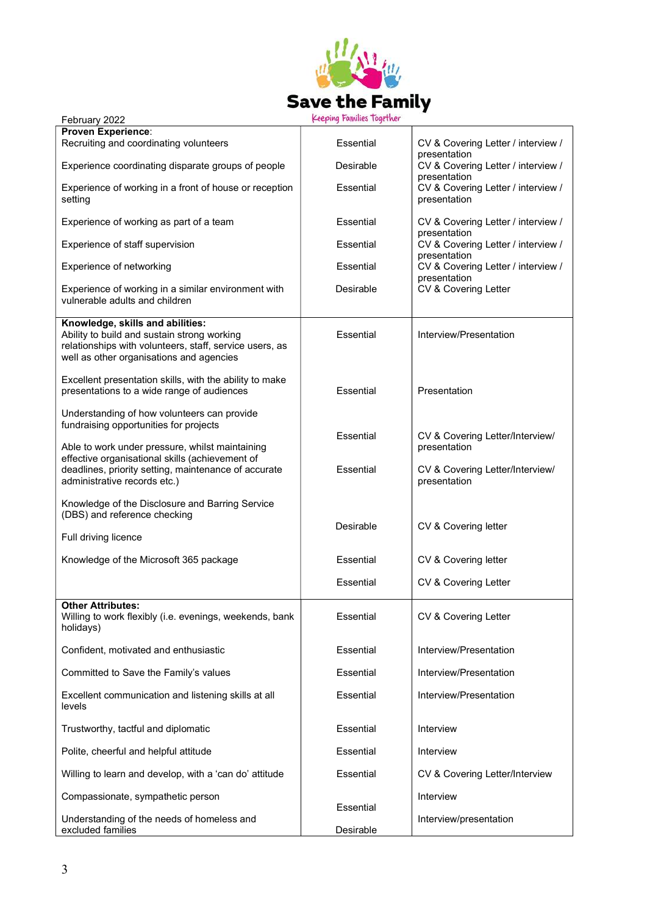| | | |
|---|---|---|
| **Proven Experience**: | | |
| Recruiting and coordinating volunteers | Essential | CV & Covering Letter / interview / presentation |
| Experience coordinating disparate groups of people | Desirable | CV & Covering Letter / interview / presentation |
| Experience of working in a front of house or reception setting | Essential | CV & Covering Letter / interview / presentation |
| Experience of working as part of a team | Essential | CV & Covering Letter / interview / presentation |
| Experience of staff supervision | Essential | CV & Covering Letter / interview / presentation |
| Experience of networking | Essential | CV & Covering Letter / interview / presentation |
| Experience of working in a similar environment with vulnerable adults and children | Desirable | CV & Covering Letter |
| **Knowledge, skills and abilities:** | | |
| Ability to build and sustain strong working relationships with volunteers, staff, service users, as well as other organisations and agencies | Essential | Interview/Presentation |
| Excellent presentation skills, with the ability to make presentations to a wide range of audiences | Essential | Presentation |
| Understanding of how volunteers can provide fundraising opportunities for projects | Essential | CV & Covering Letter/Interview/ presentation |
| Able to work under pressure, whilst maintaining effective organisational skills (achievement of deadlines, priority setting, maintenance of accurate administrative records etc.) | Essential | CV & Covering Letter/Interview/ presentation |
| Knowledge of the Disclosure and Barring Service (DBS) and reference checking | Desirable | CV & Covering letter |
| Full driving licence | Essential | CV & Covering letter |
| Knowledge of the Microsoft 365 package | Essential | CV & Covering Letter |
| **Other Attributes:** | | |
| Willing to work flexibly (i.e. evenings, weekends, bank holidays) | Essential | CV & Covering Letter |
| Confident, motivated and enthusiastic | Essential | Interview/Presentation |
| Committed to Save the Family's values | Essential | Interview/Presentation |
| Excellent communication and listening skills at all levels | Essential | Interview/Presentation |
| Trustworthy, tactful and diplomatic | Essential | Interview |
| Polite, cheerful and helpful attitude | Essential | Interview |
| Willing to learn and develop, with a 'can do' attitude | Essential | CV & Covering Letter/Interview |
| Compassionate, sympathetic person | Essential | Interview |
| Understanding of the needs of homeless and excluded families | Desirable | Interview/presentation |